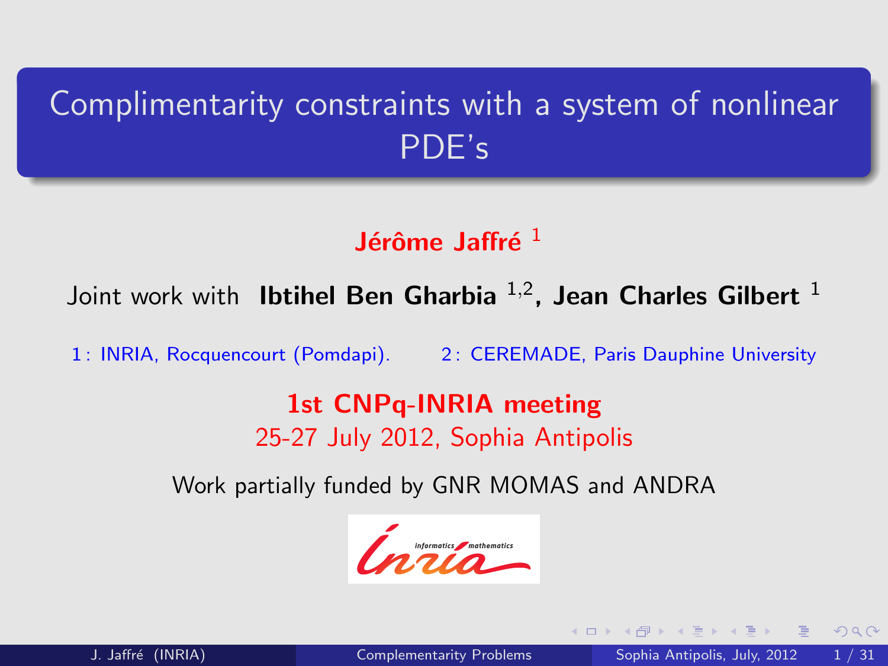# Complimentarity constraints with a system of nonlinear PDE's

**Jérôme Jaffré** [1]

Joint work with **Ibtihel Ben Gharbia** [1,2], **Jean Charles Gilbert** [1]

1: INRIA, Rocquencourt (Pomdapi). 2: CEREMADE, Paris Dauphine University

**1st CNPq-INRIA meeting**

25-27 July 2012, Sophia Antipolis

Work partially funded by GNR MOMAS and ANDRA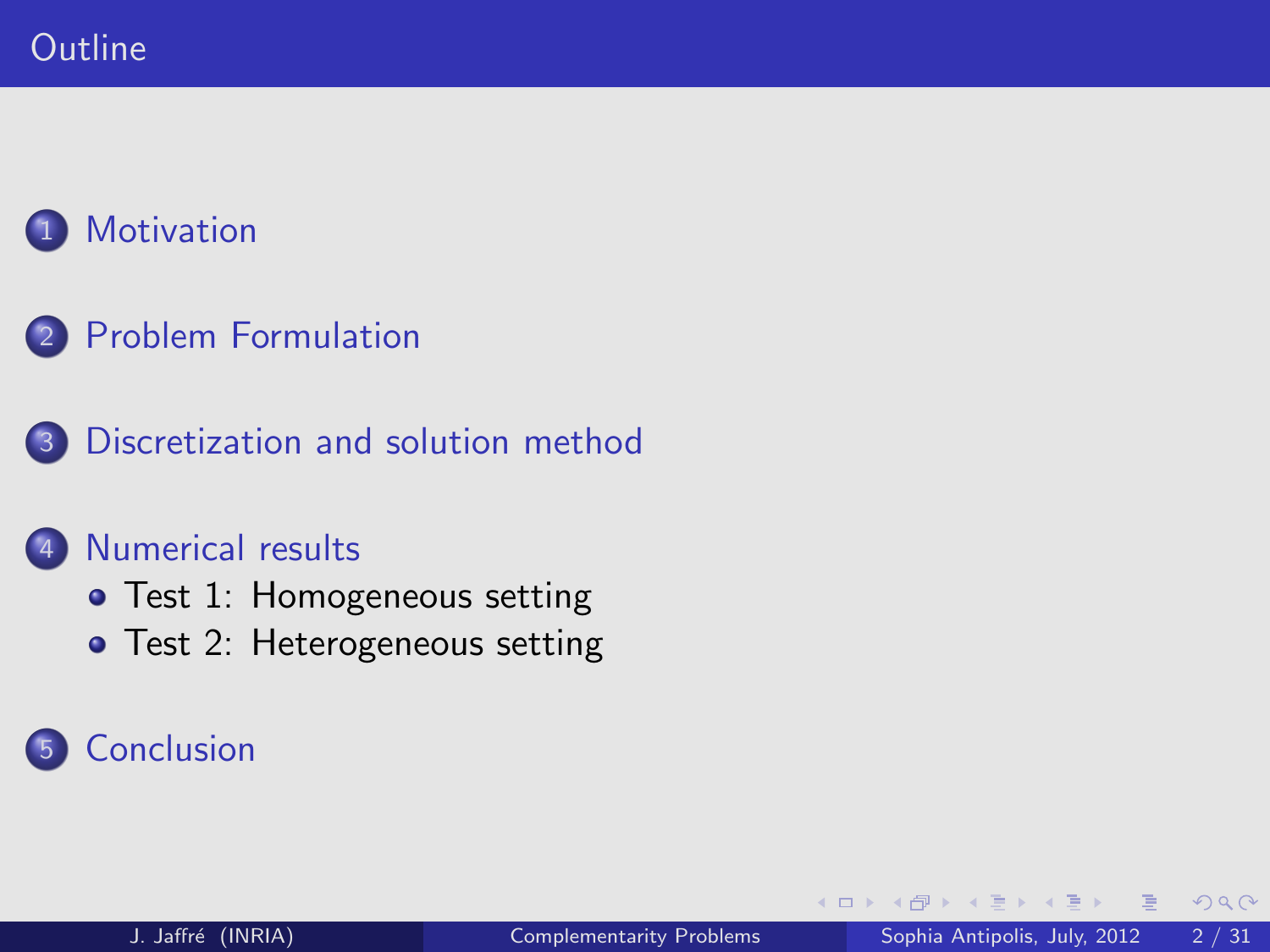# Outline

1. Motivation
2. Problem Formulation
3. Discretization and solution method
4. Numerical results
   - Test 1: Homogeneous setting
   - Test 2: Heterogeneous setting
5. Conclusion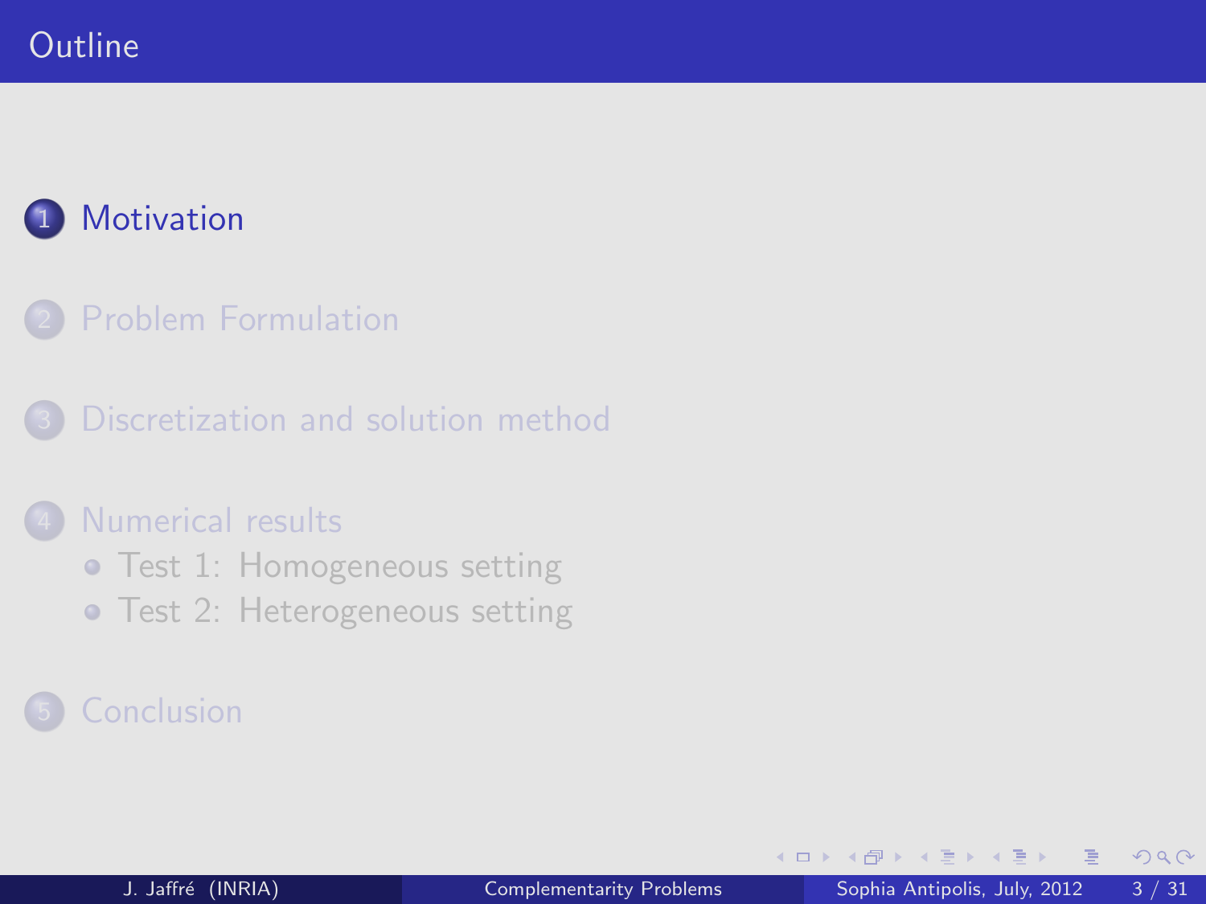# Outline

1. Motivation
2. Problem Formulation
3. Discretization and solution method
4. Numerical results
   - Test 1: Homogeneous setting
   - Test 2: Heterogeneous setting
5. Conclusion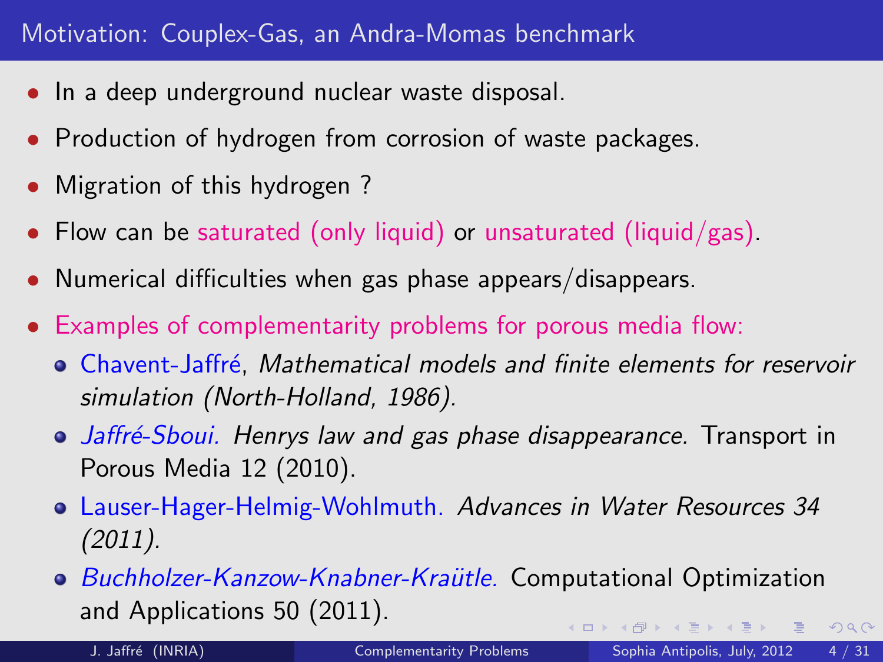## Motivation: Couplex-Gas, an Andra-Momas benchmark

- In a deep underground nuclear waste disposal.
- Production of hydrogen from corrosion of waste packages.
- Migration of this hydrogen ?
- Flow can be saturated (only liquid) or unsaturated (liquid/gas).
- Numerical difficulties when gas phase appears/disappears.
- Examples of complementarity problems for porous media flow:
  - Chavent-Jaffré, *Mathematical models and finite elements for reservoir simulation (North-Holland, 1986).*
  - *Jaffré-Sboui. Henrys law and gas phase disappearance.* Transport in Porous Media 12 (2010).
  - Lauser-Hager-Helmig-Wohlmuth. *Advances in Water Resources 34 (2011).*
  - *Buchholzer-Kanzow-Knabner-Kraütle.* Computational Optimization and Applications 50 (2011).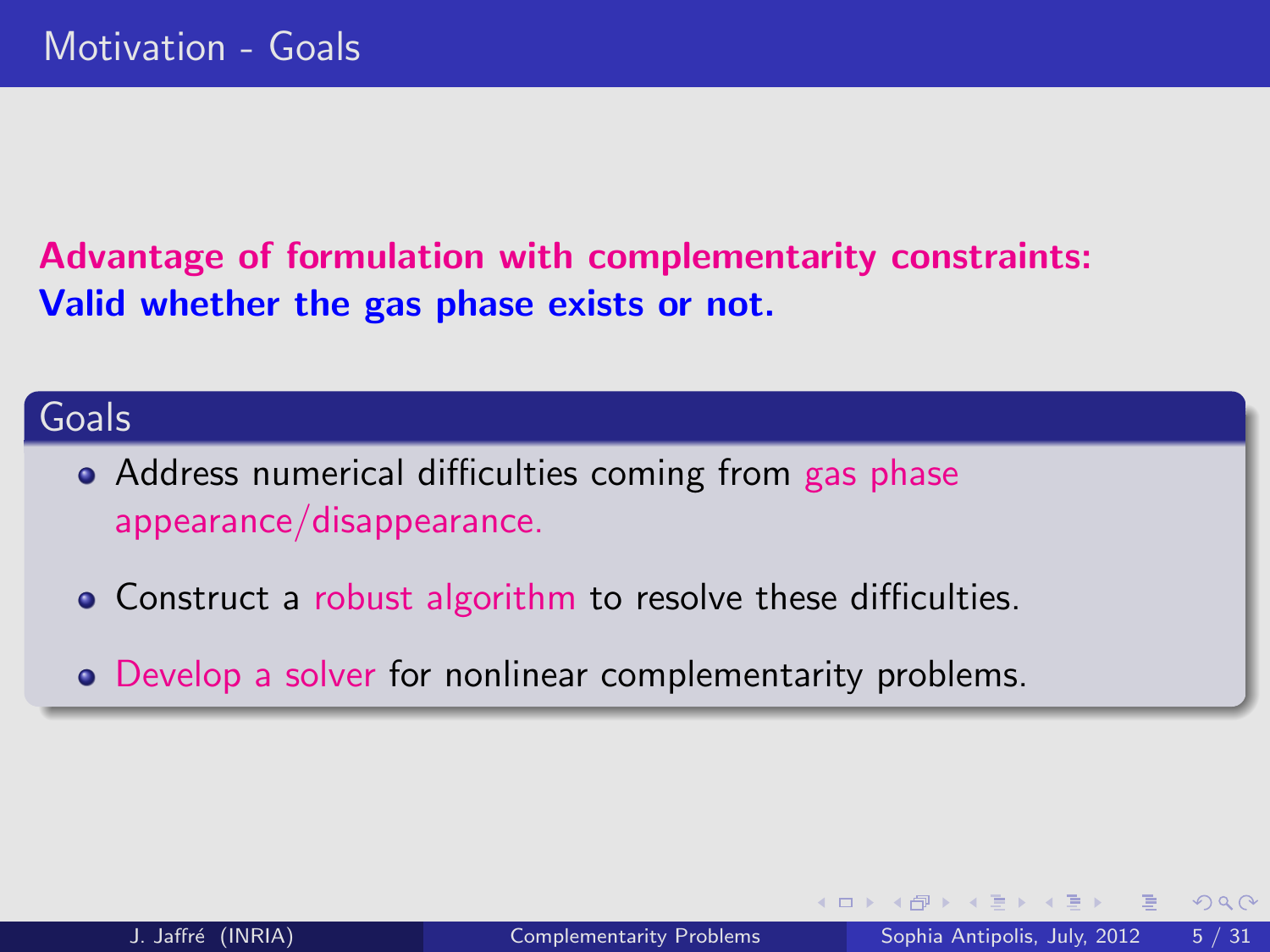## Motivation - Goals

**Advantage of formulation with complementarity constraints:**
**Valid whether the gas phase exists or not.**

### Goals

- Address numerical difficulties coming from gas phase appearance/disappearance.
- Construct a robust algorithm to resolve these difficulties.
- Develop a solver for nonlinear complementarity problems.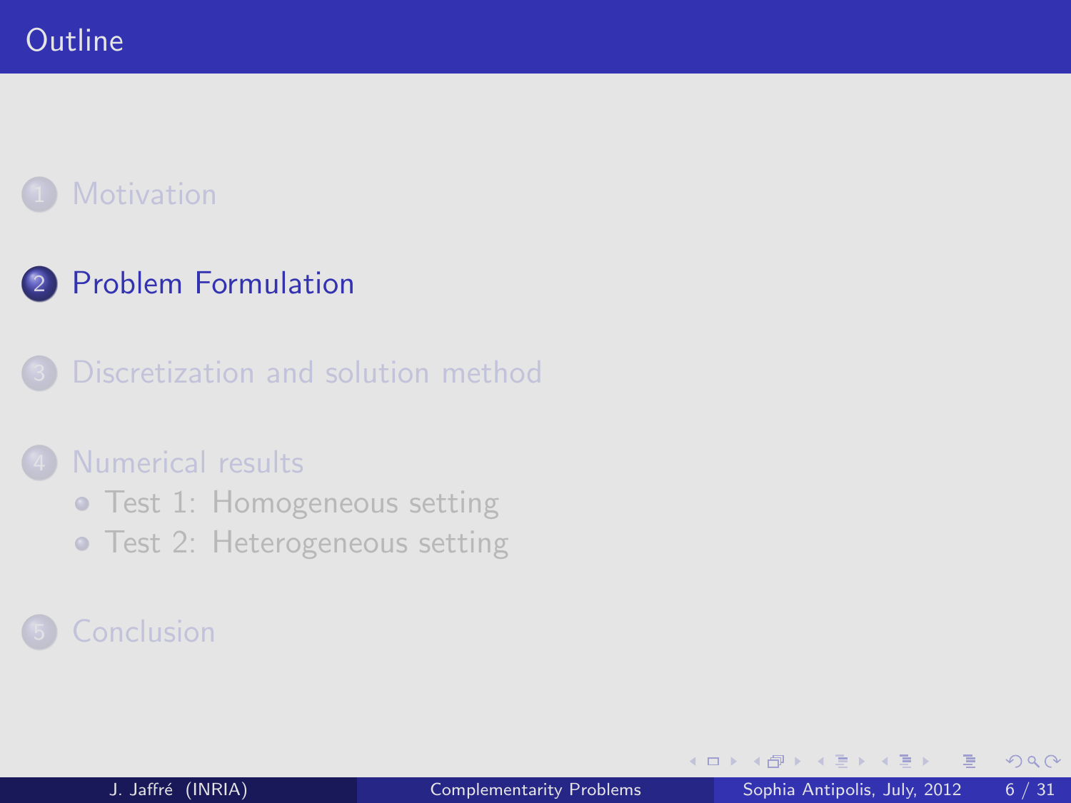# Outline

1. Motivation
2. Problem Formulation
3. Discretization and solution method
4. Numerical results
   - Test 1: Homogeneous setting
   - Test 2: Heterogeneous setting
5. Conclusion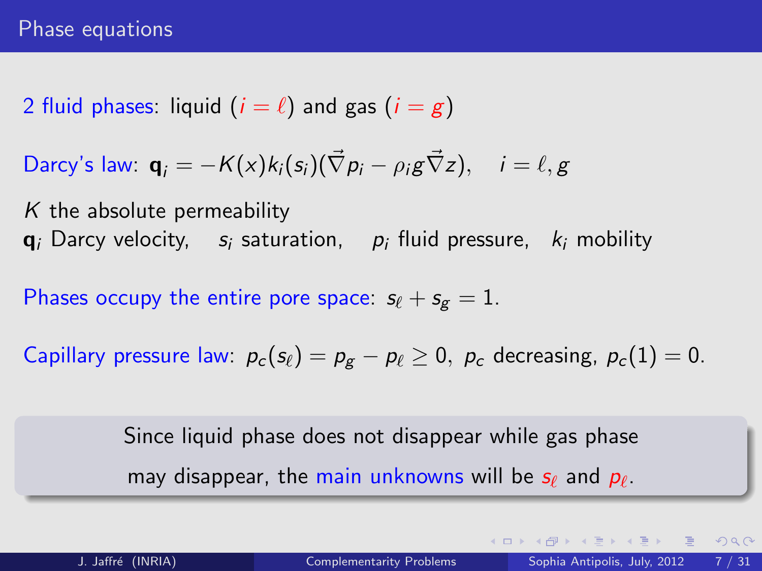# Phase equations

2 fluid phases: liquid ($i = \ell$) and gas ($i = g$)

Darcy's law: $\mathbf{q}_i = -K(x)k_i(s_i)(\vec{\nabla} p_i - \rho_i g \vec{\nabla} z), \quad i = \ell, g$

$K$ the absolute permeability
$\mathbf{q}_i$ Darcy velocity, $s_i$ saturation, $p_i$ fluid pressure, $k_i$ mobility

Phases occupy the entire pore space: $s_\ell + s_g = 1$.

Capillary pressure law: $p_c(s_\ell) = p_g - p_\ell \geq 0$, $p_c$ decreasing, $p_c(1) = 0$.

> Since liquid phase does not disappear while gas phase may disappear, the main unknowns will be $s_\ell$ and $p_\ell$.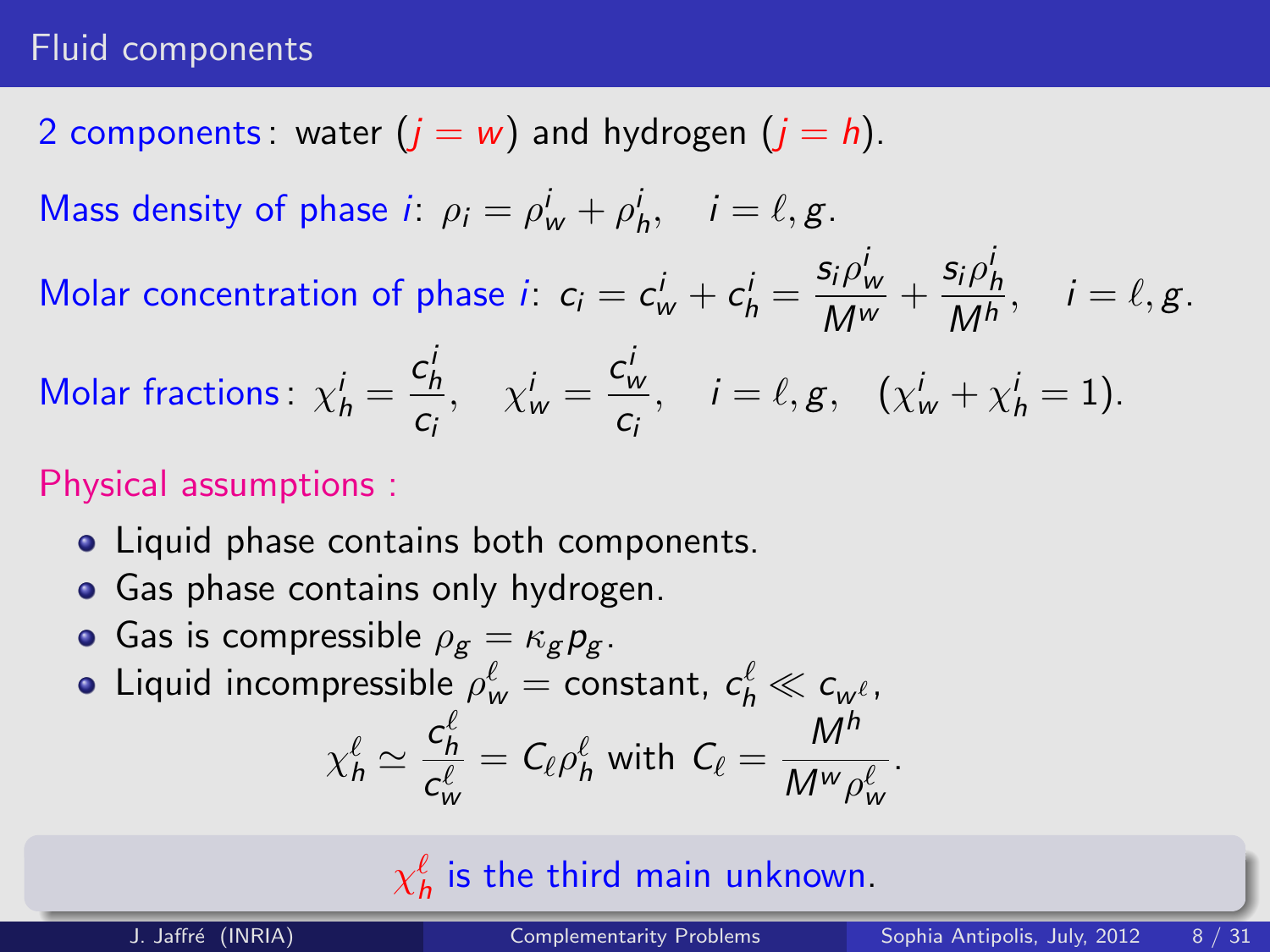## Fluid components

2 components: water ($j = w$) and hydrogen ($j = h$).

Mass density of phase $i$: $\rho_i = \rho^i_w + \rho^i_h, \quad i = \ell, g.$

Molar concentration of phase $i$: $c_i = c^i_w + c^i_h = \dfrac{s_i \rho^i_w}{M^w} + \dfrac{s_i \rho^i_h}{M^h}, \quad i = \ell, g.$

Molar fractions: $\chi^i_h = \dfrac{c^i_h}{c_i}, \quad \chi^i_w = \dfrac{c^i_w}{c_i}, \quad i = \ell, g, \quad (\chi^i_w + \chi^i_h = 1).$

Physical assumptions :

- Liquid phase contains both components.
- Gas phase contains only hydrogen.
- Gas is compressible $\rho_g = \kappa_g p_g$.
- Liquid incompressible $\rho^\ell_w =$ constant, $c^\ell_h \ll c_{w^\ell}$,

$$\chi^\ell_h \simeq \frac{c^\ell_h}{c^\ell_w} = C_\ell \rho^\ell_h \text{ with } C_\ell = \frac{M^h}{M^w \rho^\ell_w}.$$

$\chi^\ell_h$ is the third main unknown.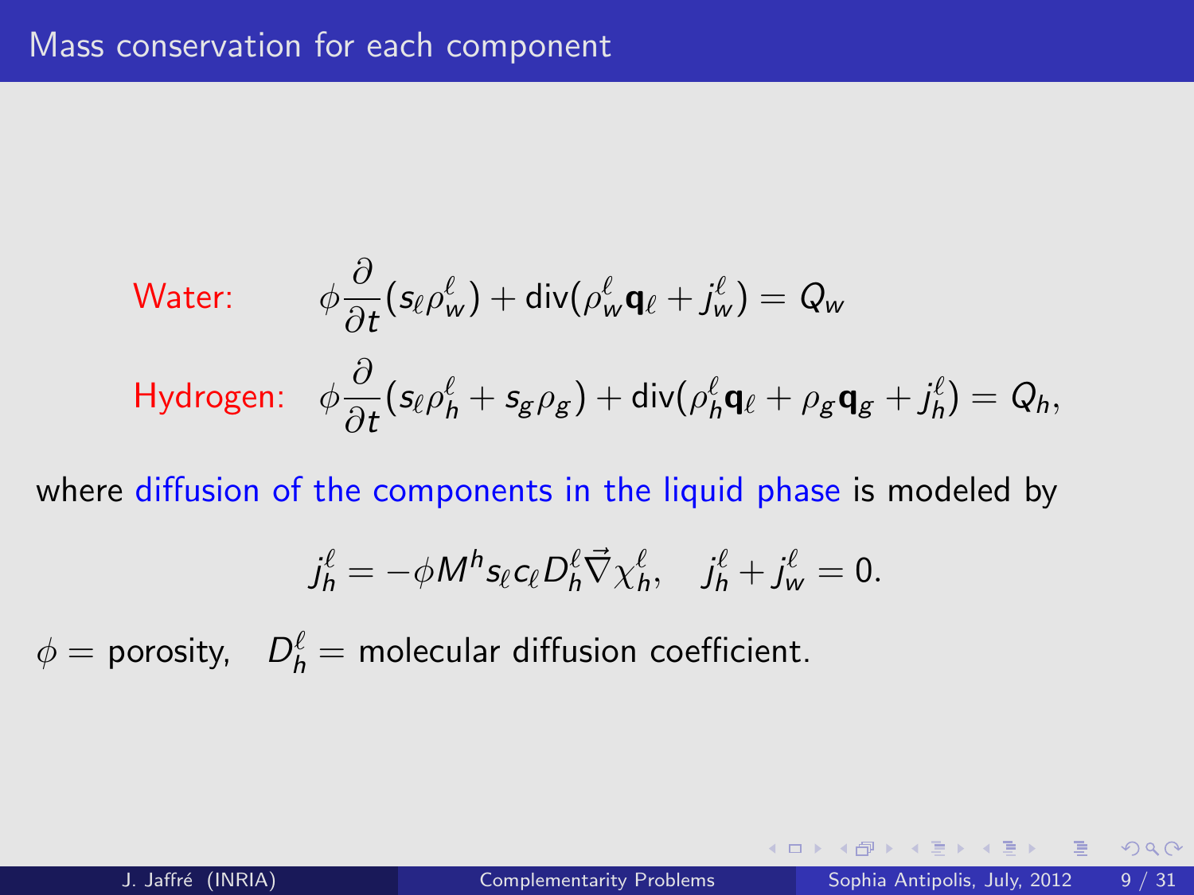## Mass conservation for each component

Water: $$\phi \frac{\partial}{\partial t}(s_\ell \rho_w^\ell) + \mathrm{div}(\rho_w^\ell \mathbf{q}_\ell + j_w^\ell) = Q_w$$

Hydrogen: $$\phi \frac{\partial}{\partial t}(s_\ell \rho_h^\ell + s_g \rho_g) + \mathrm{div}(\rho_h^\ell \mathbf{q}_\ell + \rho_g \mathbf{q}_g + j_h^\ell) = Q_h,$$

where diffusion of the components in the liquid phase is modeled by

$$j_h^\ell = -\phi M^h s_\ell c_\ell D_h^\ell \vec{\nabla} \chi_h^\ell, \quad j_h^\ell + j_w^\ell = 0.$$

$\phi =$ porosity, $D_h^\ell =$ molecular diffusion coefficient.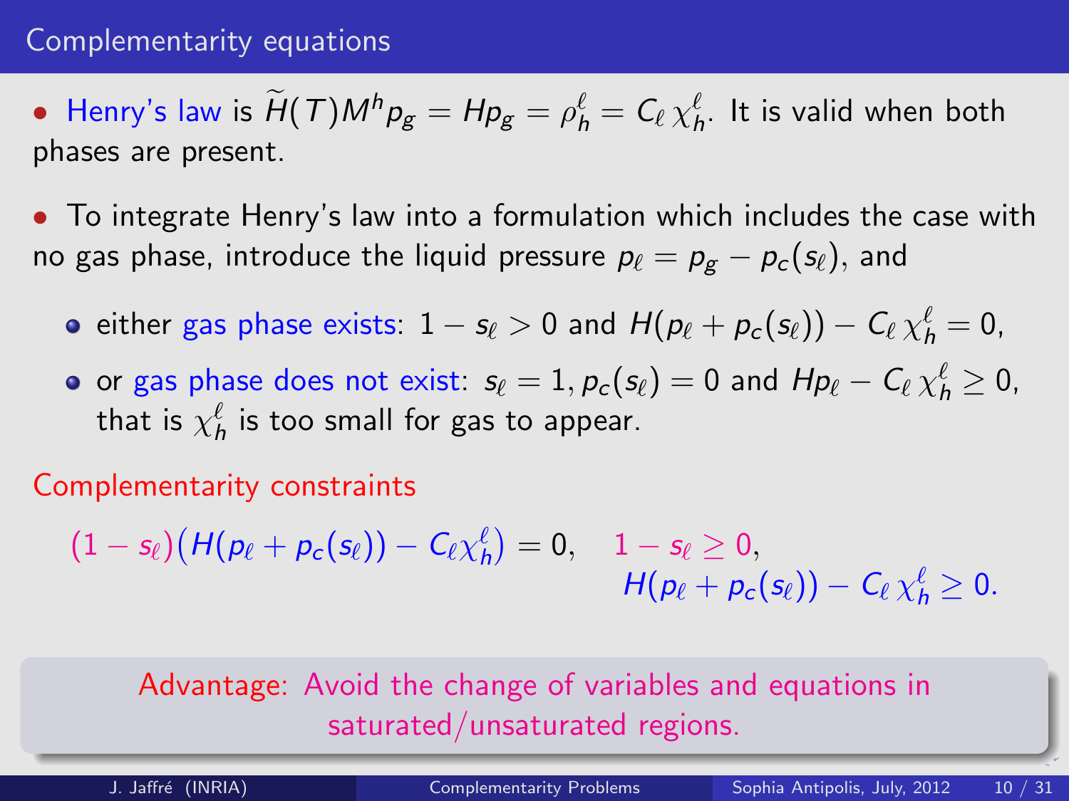## Complementarity equations

- Henry's law is $\widetilde{H}(T)M^h p_g = H p_g = \rho_h^\ell = C_\ell \, \chi_h^\ell$. It is valid when both phases are present.

- To integrate Henry's law into a formulation which includes the case with no gas phase, introduce the liquid pressure $p_\ell = p_g - p_c(s_\ell)$, and
  - either gas phase exists: $1 - s_\ell > 0$ and $H(p_\ell + p_c(s_\ell)) - C_\ell \, \chi_h^\ell = 0$,
  - or gas phase does not exist: $s_\ell = 1, p_c(s_\ell) = 0$ and $H p_\ell - C_\ell \, \chi_h^\ell \geq 0$, that is $\chi_h^\ell$ is too small for gas to appear.

Complementarity constraints

$$(1 - s_\ell)\big(H(p_\ell + p_c(s_\ell)) - C_\ell \chi_h^\ell\big) = 0, \quad 1 - s_\ell \geq 0,$$
$$H(p_\ell + p_c(s_\ell)) - C_\ell \, \chi_h^\ell \geq 0.$$

Advantage: Avoid the change of variables and equations in saturated/unsaturated regions.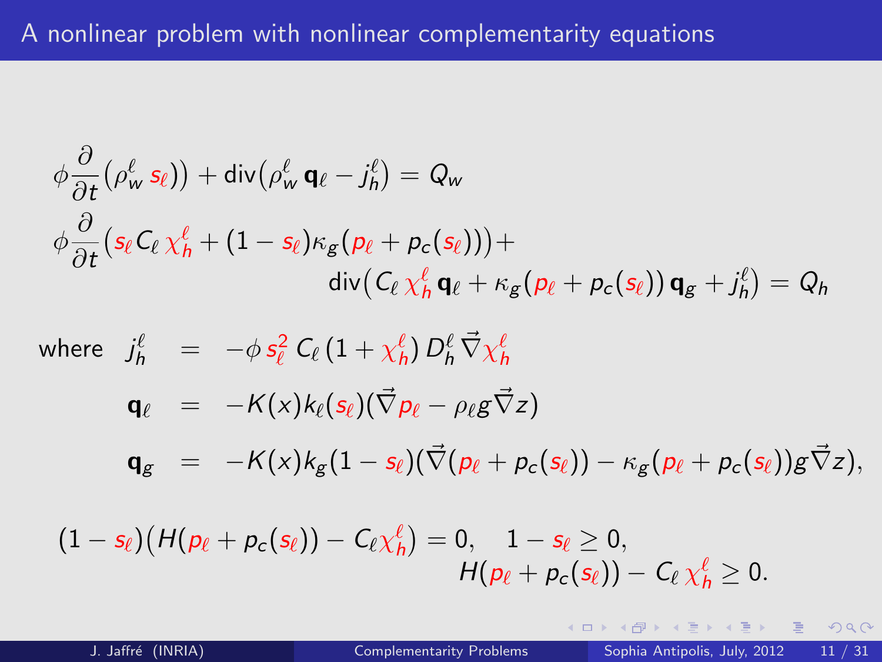# A nonlinear problem with nonlinear complementarity equations

$$
\phi \frac{\partial}{\partial t}\big(\rho_w^\ell \, s_\ell\big) + \operatorname{div}\big(\rho_w^\ell \, \mathbf{q}_\ell - j_h^\ell\big) = Q_w
$$

$$
\phi \frac{\partial}{\partial t}\big(s_\ell C_\ell \, \chi_h^\ell + (1 - s_\ell)\kappa_g(p_\ell + p_c(s_\ell))\big) + \operatorname{div}\big(C_\ell \, \chi_h^\ell \, \mathbf{q}_\ell + \kappa_g(p_\ell + p_c(s_\ell)) \, \mathbf{q}_g + j_h^\ell\big) = Q_h
$$

where

$$
\begin{aligned}
j_h^\ell &= -\phi \, s_\ell^2 \, C_\ell \, (1 + \chi_h^\ell) \, D_h^\ell \, \vec{\nabla} \chi_h^\ell \\
\mathbf{q}_\ell &= -K(x) k_\ell(s_\ell)(\vec{\nabla} p_\ell - \rho_\ell g \vec{\nabla} z) \\
\mathbf{q}_g &= -K(x) k_g(1 - s_\ell)(\vec{\nabla}(p_\ell + p_c(s_\ell)) - \kappa_g(p_\ell + p_c(s_\ell)) g \vec{\nabla} z),
\end{aligned}
$$

$$
(1 - s_\ell)\big(H(p_\ell + p_c(s_\ell)) - C_\ell \chi_h^\ell\big) = 0, \quad 1 - s_\ell \geq 0, \quad H(p_\ell + p_c(s_\ell)) - C_\ell \, \chi_h^\ell \geq 0.
$$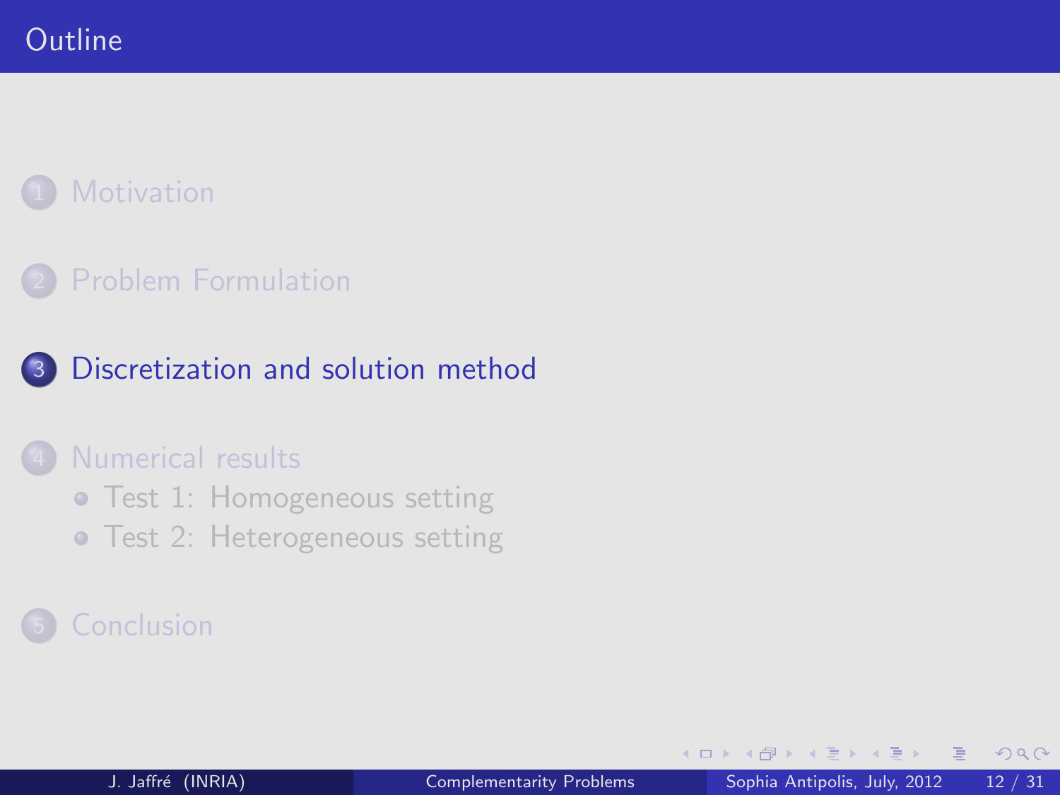# Outline

1. Motivation
2. Problem Formulation
3. Discretization and solution method
4. Numerical results
   - Test 1: Homogeneous setting
   - Test 2: Heterogeneous setting
5. Conclusion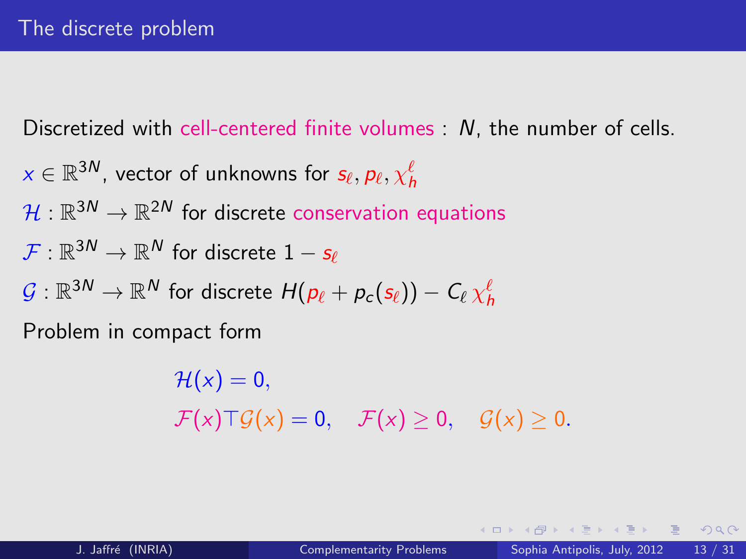# The discrete problem

Discretized with cell-centered finite volumes : $N$, the number of cells.

$x \in \mathbb{R}^{3N}$, vector of unknowns for $s_\ell, p_\ell, \chi_h^\ell$

$\mathcal{H} : \mathbb{R}^{3N} \to \mathbb{R}^{2N}$ for discrete conservation equations

$\mathcal{F} : \mathbb{R}^{3N} \to \mathbb{R}^{N}$ for discrete $1 - s_\ell$

$\mathcal{G} : \mathbb{R}^{3N} \to \mathbb{R}^{N}$ for discrete $H(p_\ell + p_c(s_\ell)) - C_\ell \, \chi_h^\ell$

Problem in compact form

$$
\begin{aligned}
&\mathcal{H}(x) = 0, \\
&\mathcal{F}(x)^\top \mathcal{G}(x) = 0, \quad \mathcal{F}(x) \geq 0, \quad \mathcal{G}(x) \geq 0.
\end{aligned}
$$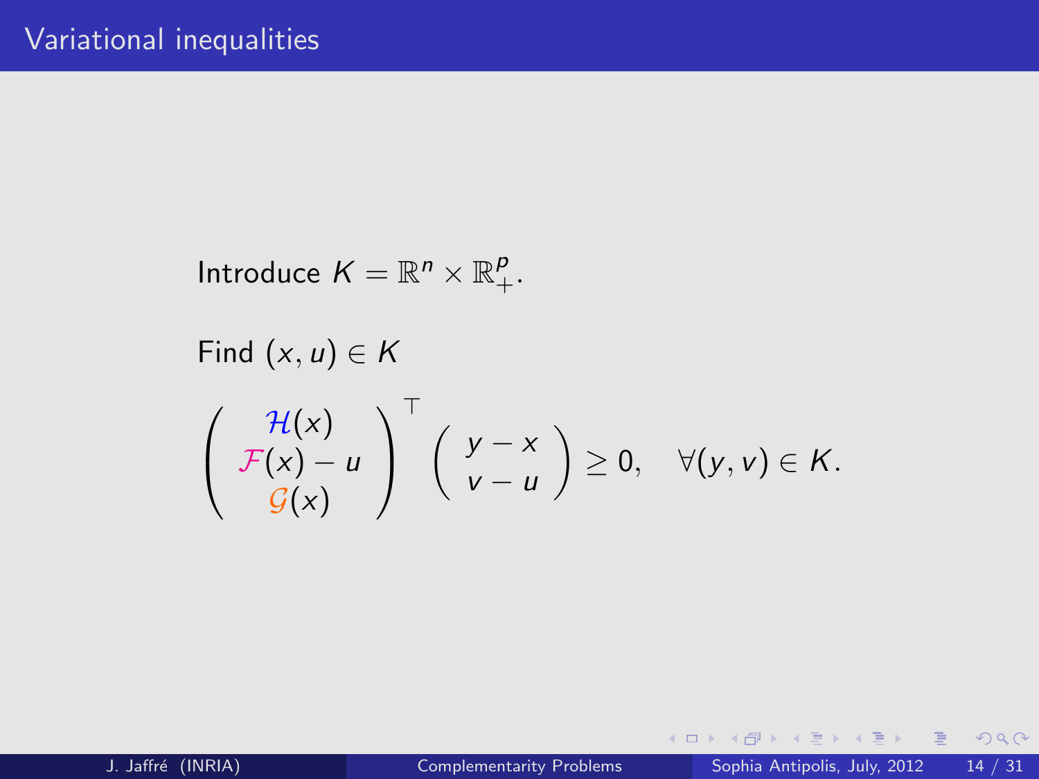# Variational inequalities

Introduce $K = \mathbb{R}^n \times \mathbb{R}^p_+$.

Find $(x, u) \in K$

$$\begin{pmatrix} \mathcal{H}(x) \\ \mathcal{F}(x) - u \\ \mathcal{G}(x) \end{pmatrix}^\top \begin{pmatrix} y - x \\ v - u \end{pmatrix} \geq 0, \quad \forall (y, v) \in K.$$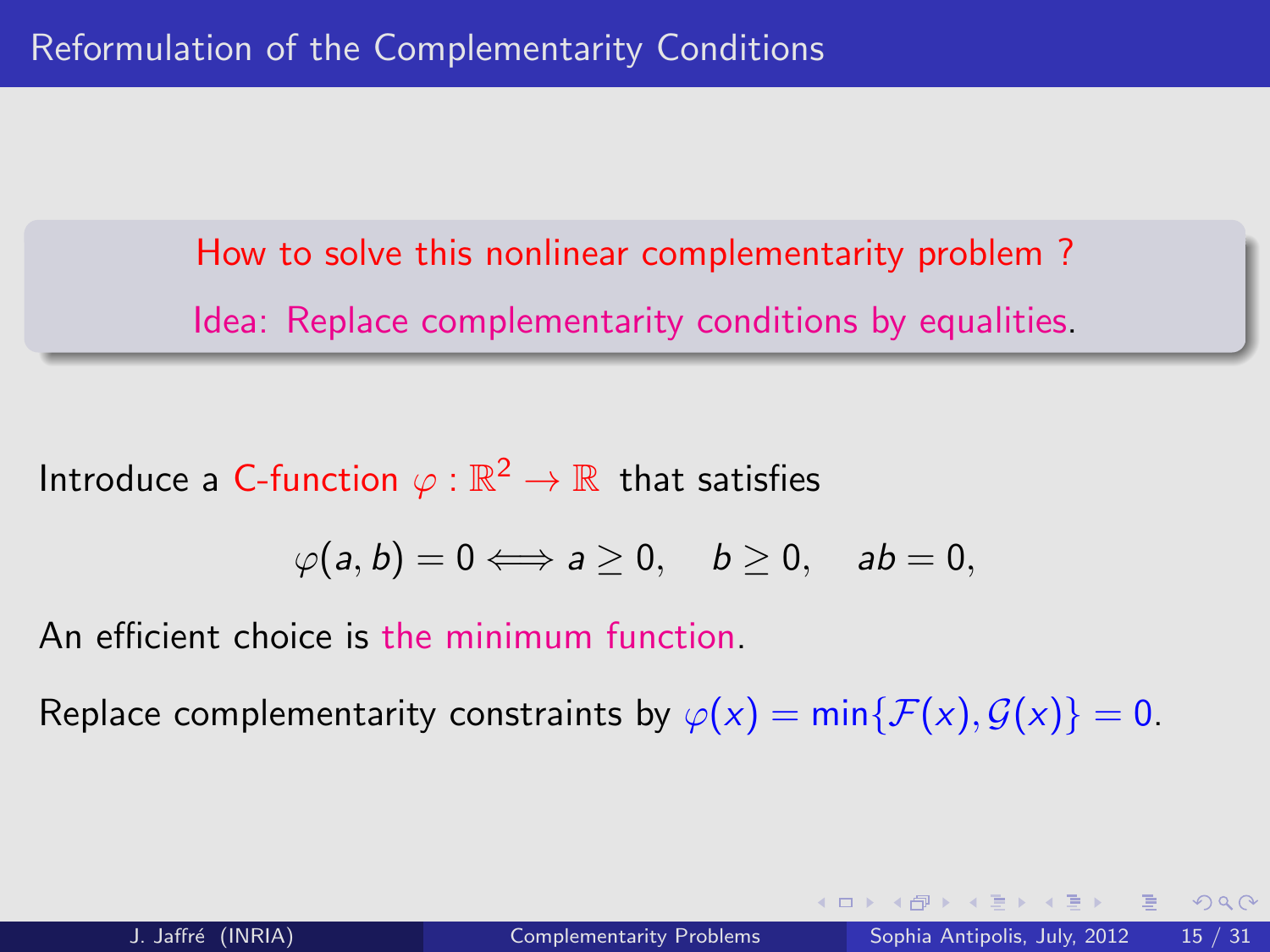## Reformulation of the Complementarity Conditions

How to solve this nonlinear complementarity problem ?

Idea: Replace complementarity conditions by equalities.

Introduce a C-function $\varphi : \mathbb{R}^2 \to \mathbb{R}$ that satisfies

$$\varphi(a, b) = 0 \Longleftrightarrow a \geq 0, \quad b \geq 0, \quad ab = 0,$$

An efficient choice is the minimum function.

Replace complementarity constraints by $\varphi(x) = \min\{\mathcal{F}(x), \mathcal{G}(x)\} = 0$.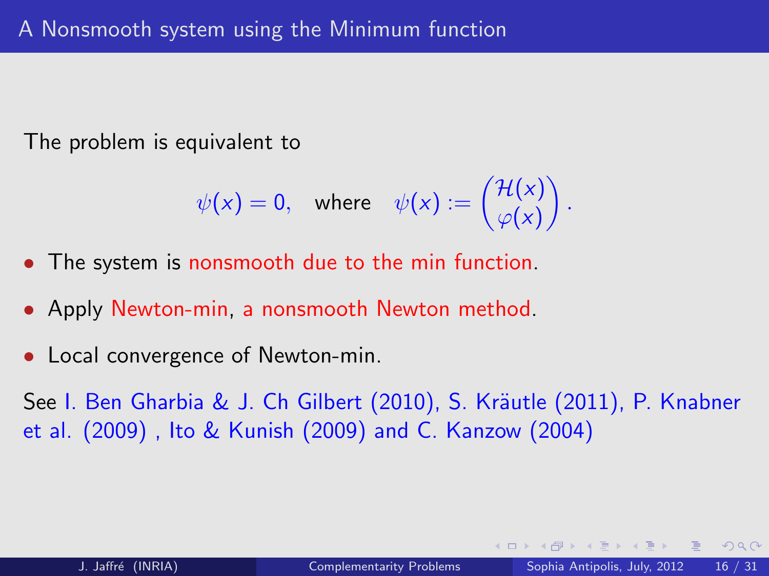# A Nonsmooth system using the Minimum function

The problem is equivalent to

$$\psi(x) = 0, \quad \text{where} \quad \psi(x) := \begin{pmatrix} \mathcal{H}(x) \\ \varphi(x) \end{pmatrix}.$$

- The system is nonsmooth due to the min function.
- Apply Newton-min, a nonsmooth Newton method.
- Local convergence of Newton-min.

See I. Ben Gharbia & J. Ch Gilbert (2010), S. Kräutle (2011), P. Knabner et al. (2009) , Ito & Kunish (2009) and C. Kanzow (2004)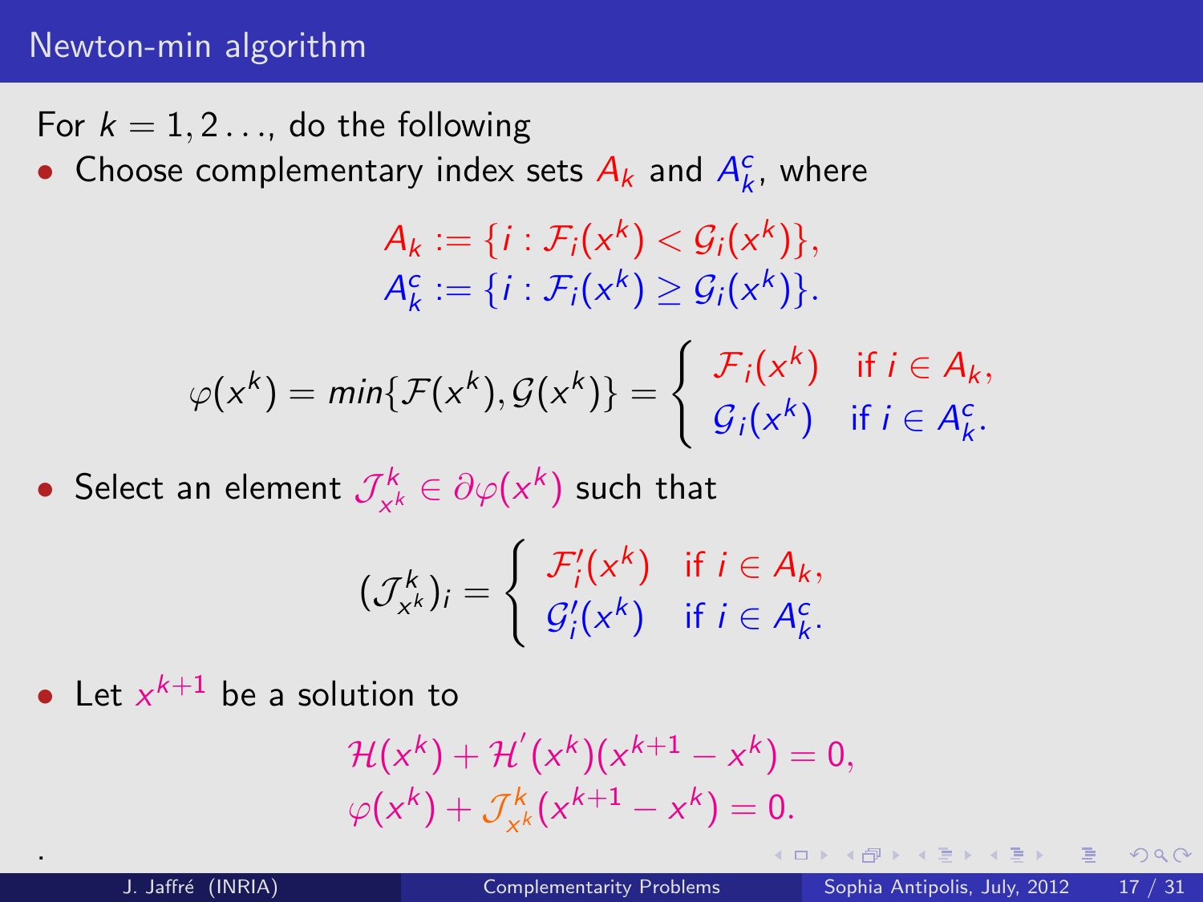## Newton-min algorithm

For $k = 1, 2 \ldots$, do the following

- Choose complementary index sets $A_k$ and $A_k^c$, where

$$A_k := \{i : \mathcal{F}_i(x^k) < \mathcal{G}_i(x^k)\},$$
$$A_k^c := \{i : \mathcal{F}_i(x^k) \geq \mathcal{G}_i(x^k)\}.$$

$$\varphi(x^k) = min\{\mathcal{F}(x^k), \mathcal{G}(x^k)\} = \begin{cases} \mathcal{F}_i(x^k) & \text{if } i \in A_k, \\ \mathcal{G}_i(x^k) & \text{if } i \in A_k^c. \end{cases}$$

- Select an element $\mathcal{J}_{x^k}^k \in \partial\varphi(x^k)$ such that

$$(\mathcal{J}_{x^k}^k)_i = \begin{cases} \mathcal{F}_i'(x^k) & \text{if } i \in A_k, \\ \mathcal{G}_i'(x^k) & \text{if } i \in A_k^c. \end{cases}$$

- Let $x^{k+1}$ be a solution to

$$\mathcal{H}(x^k) + \mathcal{H}'(x^k)(x^{k+1} - x^k) = 0,$$
$$\varphi(x^k) + \mathcal{J}_{x^k}^k(x^{k+1} - x^k) = 0.$$

.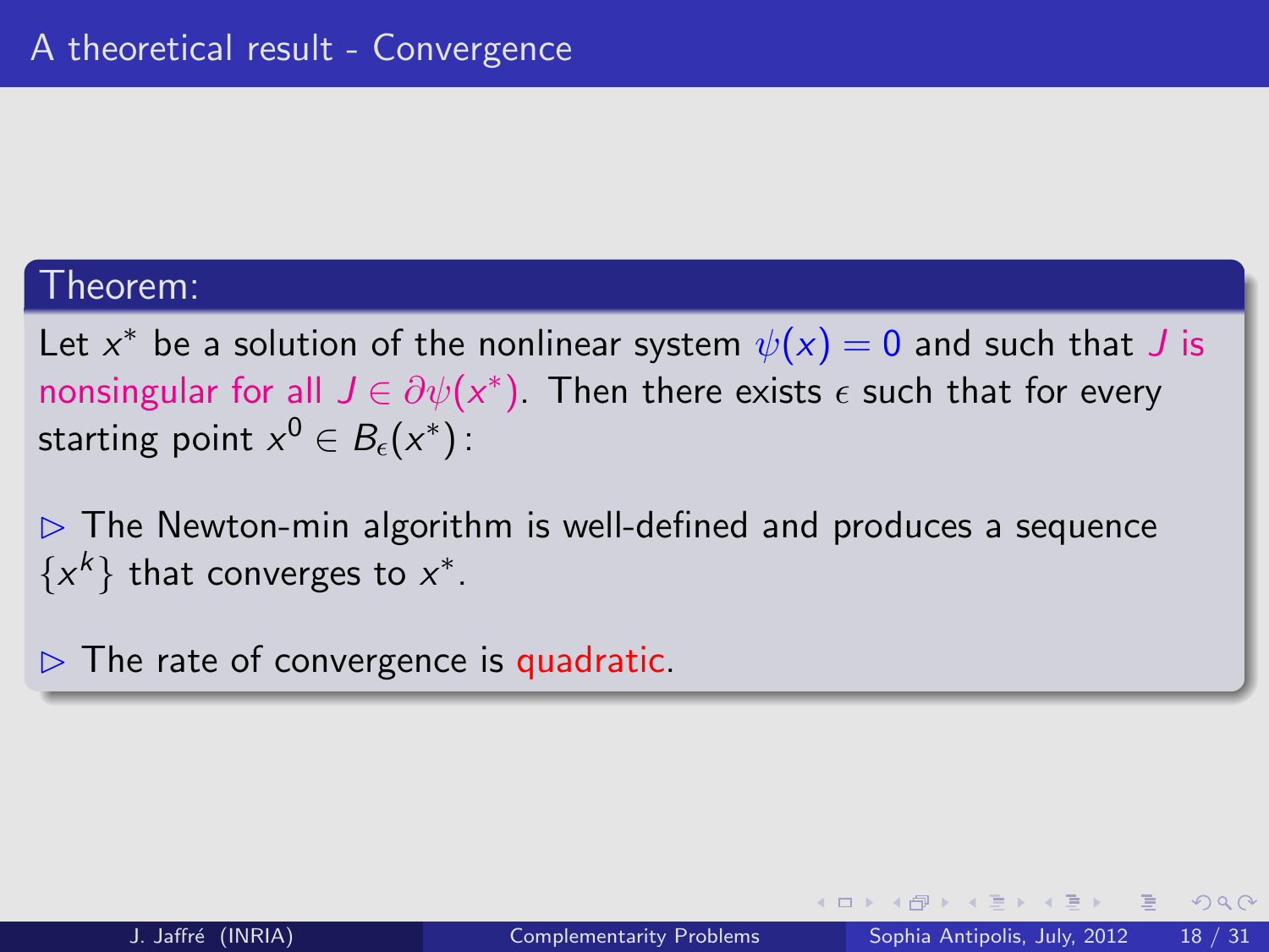# A theoretical result - Convergence

**Theorem:**

Let $x^*$ be a solution of the nonlinear system $\psi(x) = 0$ and such that $J$ is nonsingular for all $J \in \partial\psi(x^*)$. Then there exists $\epsilon$ such that for every starting point $x^0 \in B_\epsilon(x^*)$ :

▷ The Newton-min algorithm is well-defined and produces a sequence $\{x^k\}$ that converges to $x^*$.

▷ The rate of convergence is quadratic.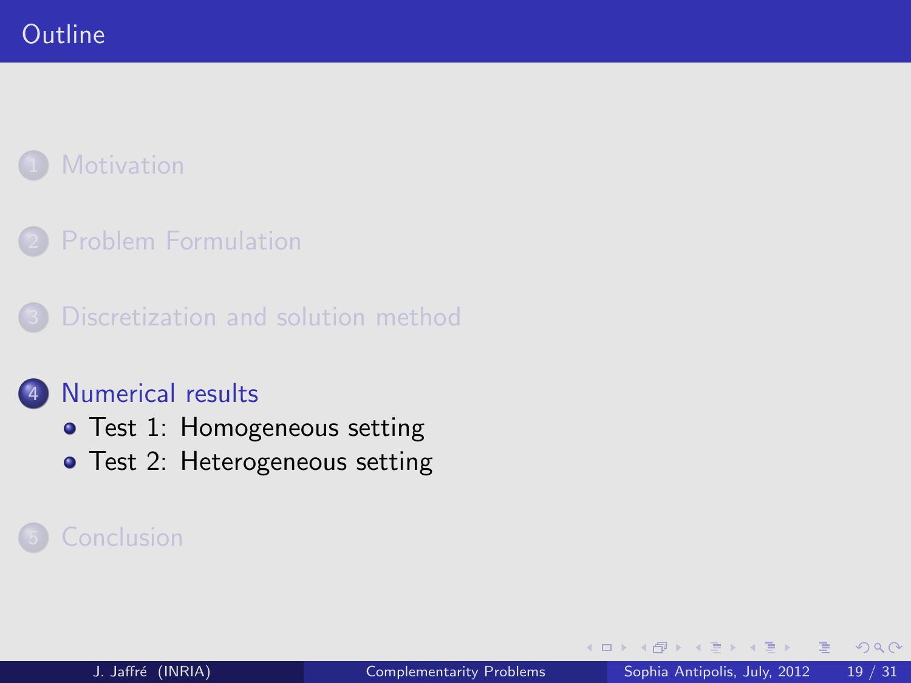# Outline

1. Motivation
2. Problem Formulation
3. Discretization and solution method
4. Numerical results
   - Test 1: Homogeneous setting
   - Test 2: Heterogeneous setting
5. Conclusion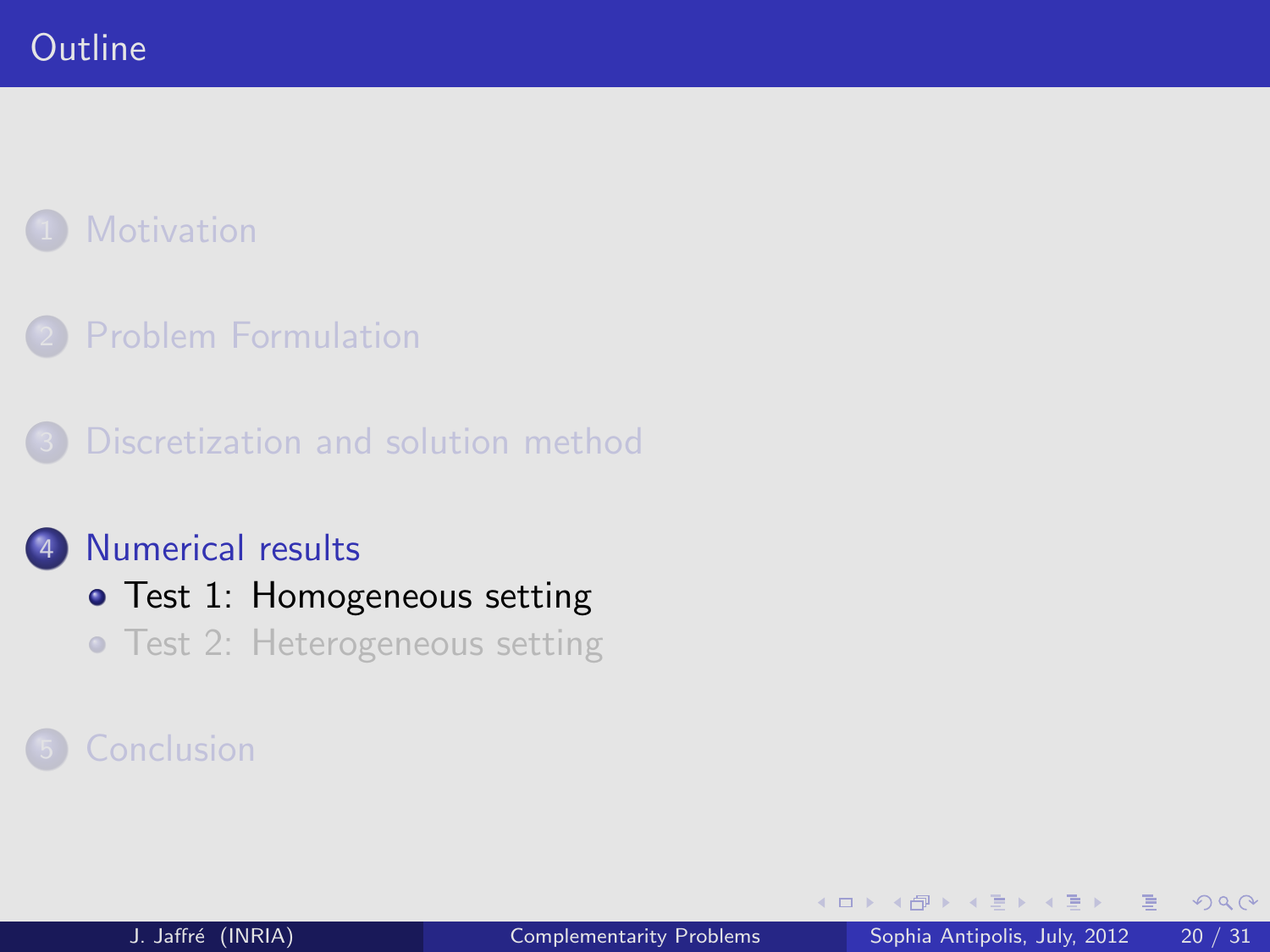# Outline

1. Motivation
2. Problem Formulation
3. Discretization and solution method
4. Numerical results
   - Test 1: Homogeneous setting
   - Test 2: Heterogeneous setting
5. Conclusion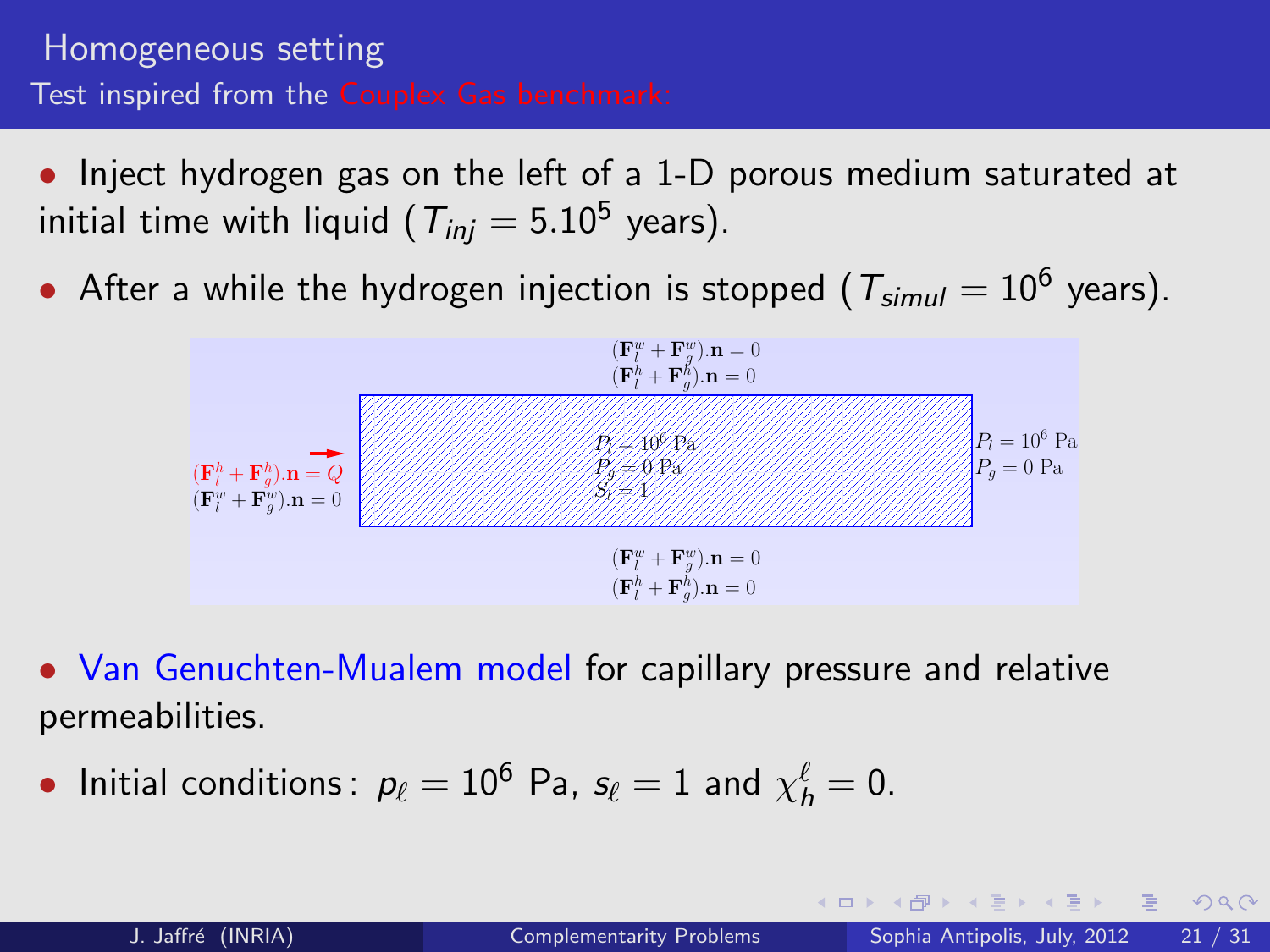# Homogeneous setting

## Test inspired from the Couplex Gas benchmark:

- Inject hydrogen gas on the left of a 1-D porous medium saturated at initial time with liquid ($T_{inj} = 5.10^5$ years).
- After a while the hydrogen injection is stopped ($T_{simul} = 10^6$ years).

$(\mathbf{F}_l^w + \mathbf{F}_g^w).\mathbf{n} = 0$

$(\mathbf{F}_l^h + \mathbf{F}_g^h).\mathbf{n} = 0$

Left boundary: $(\mathbf{F}_l^h + \mathbf{F}_g^h).\mathbf{n} = Q$, $(\mathbf{F}_l^w + \mathbf{F}_g^w).\mathbf{n} = 0$

Domain: $P_l = 10^6$ Pa, $P_g = 0$ Pa, $S_l = 1$

Right boundary: $P_l = 10^6$ Pa, $P_g = 0$ Pa

$(\mathbf{F}_l^w + \mathbf{F}_g^w).\mathbf{n} = 0$

$(\mathbf{F}_l^h + \mathbf{F}_g^h).\mathbf{n} = 0$

- Van Genuchten-Mualem model for capillary pressure and relative permeabilities.
- Initial conditions: $p_\ell = 10^6$ Pa, $s_\ell = 1$ and $\chi_h^\ell = 0$.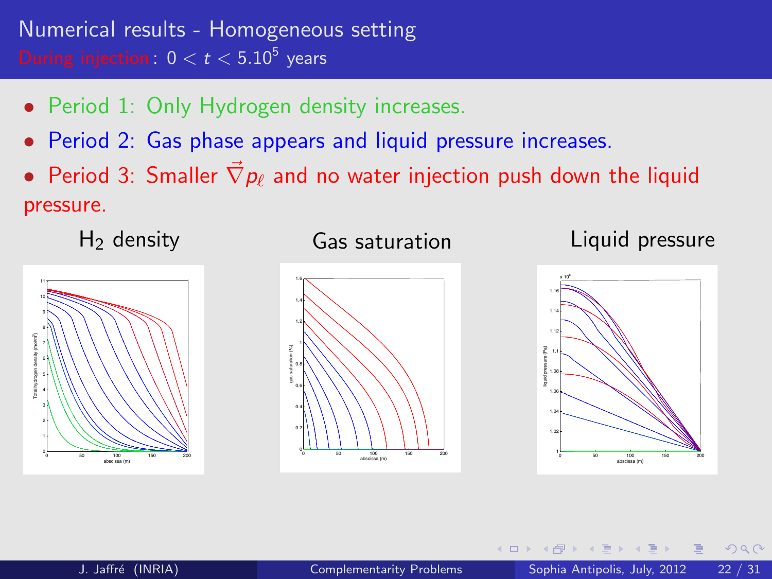## Numerical results - Homogeneous setting

During injection: $0 < t < 5.10^5$ years

- Period 1: Only Hydrogen density increases.
- Period 2: Gas phase appears and liquid pressure increases.
- Period 3: Smaller $\vec{\nabla} p_\ell$ and no water injection push down the liquid pressure.

$H_2$ density

Gas saturation

Liquid pressure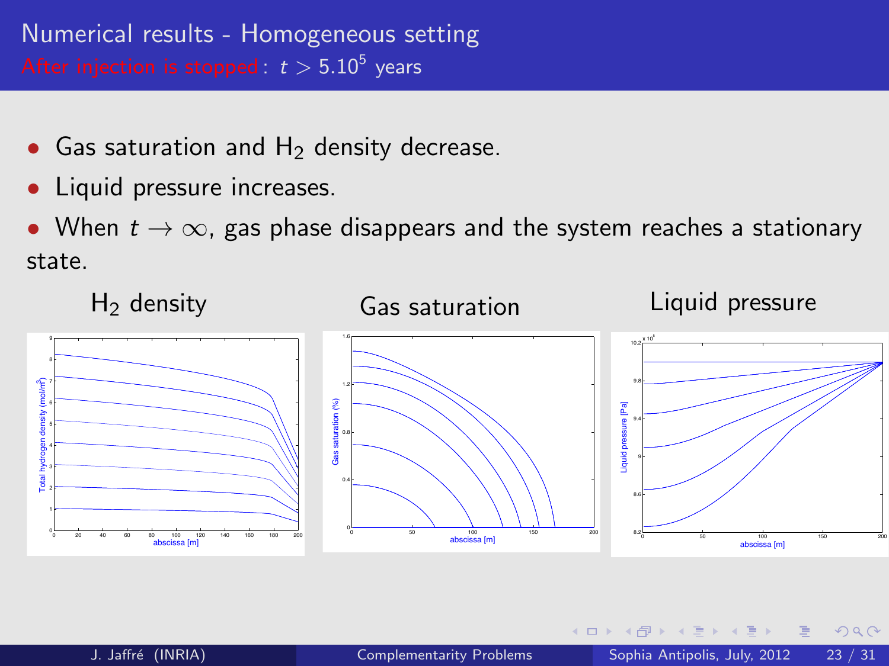# Numerical results - Homogeneous setting

## After injection is stopped: $t > 5.10^5$ years

- Gas saturation and $H_2$ density decrease.
- Liquid pressure increases.
- When $t \to \infty$, gas phase disappears and the system reaches a stationary state.

$H_2$ density

Gas saturation

Liquid pressure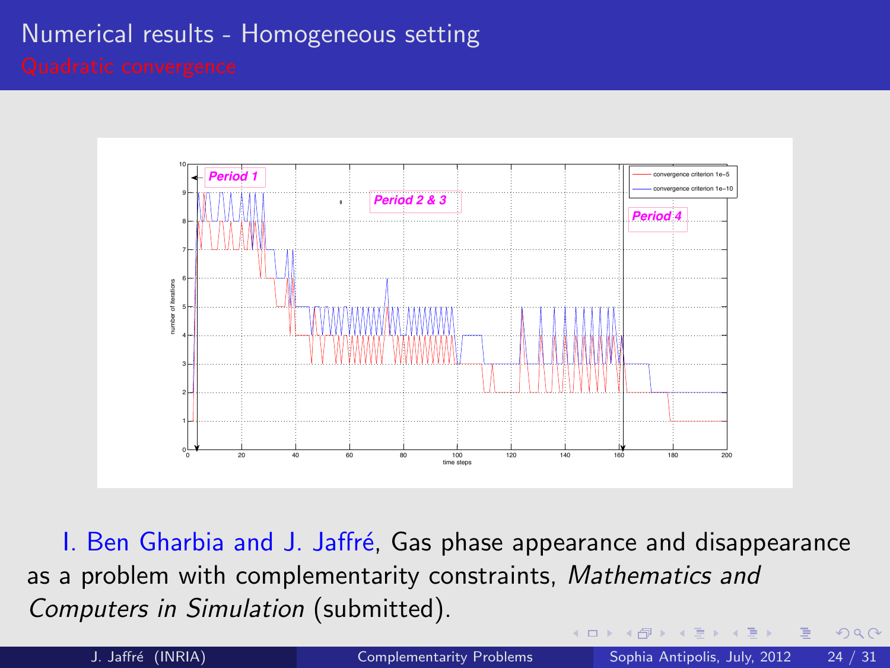# Numerical results - Homogeneous setting

## Quadratic convergence

I. Ben Gharbia and J. Jaffré, Gas phase appearance and disappearance as a problem with complementarity constraints, *Mathematics and Computers in Simulation* (submitted).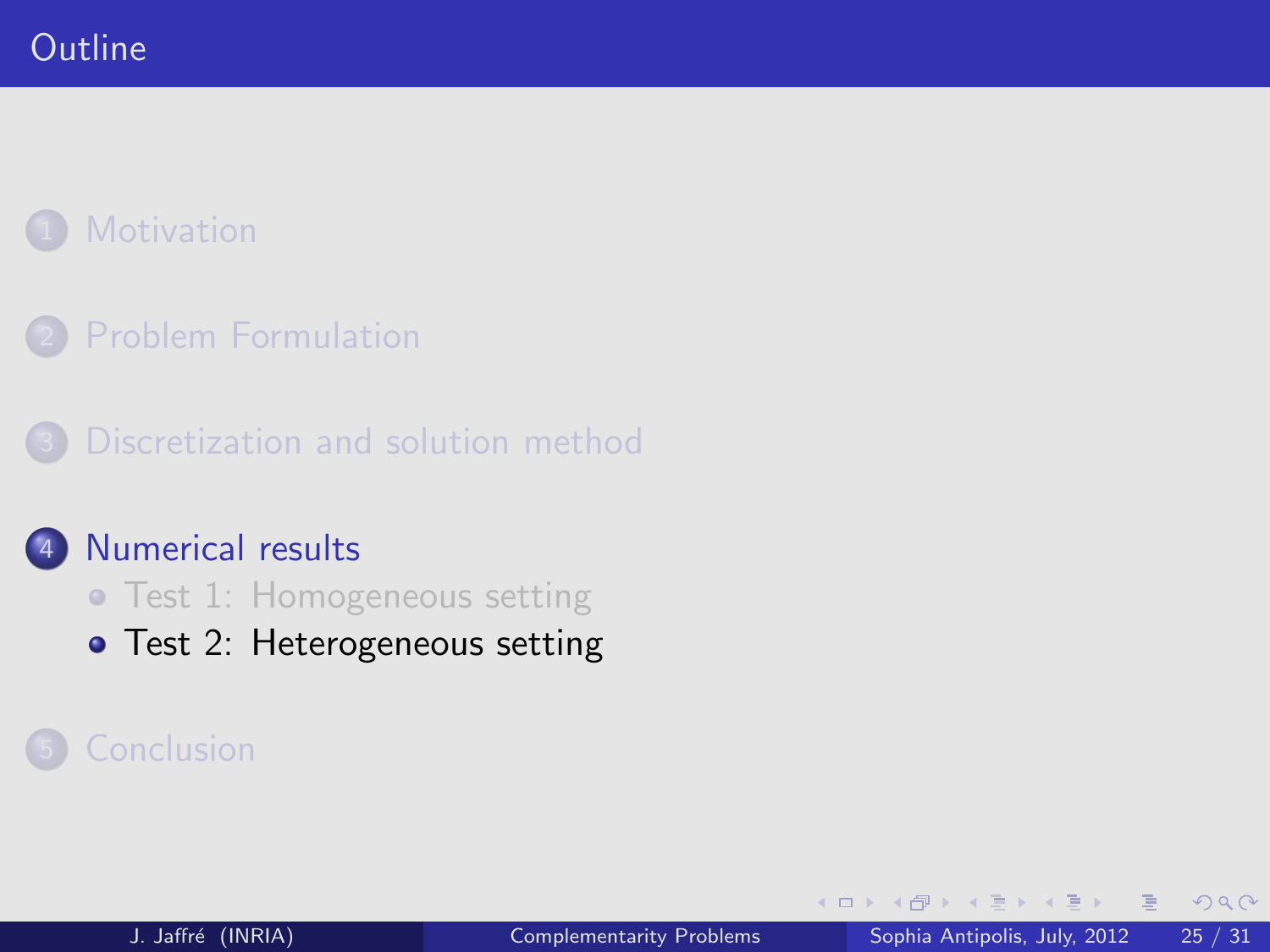# Outline

1. Motivation
2. Problem Formulation
3. Discretization and solution method
4. Numerical results
   - Test 1: Homogeneous setting
   - Test 2: Heterogeneous setting
5. Conclusion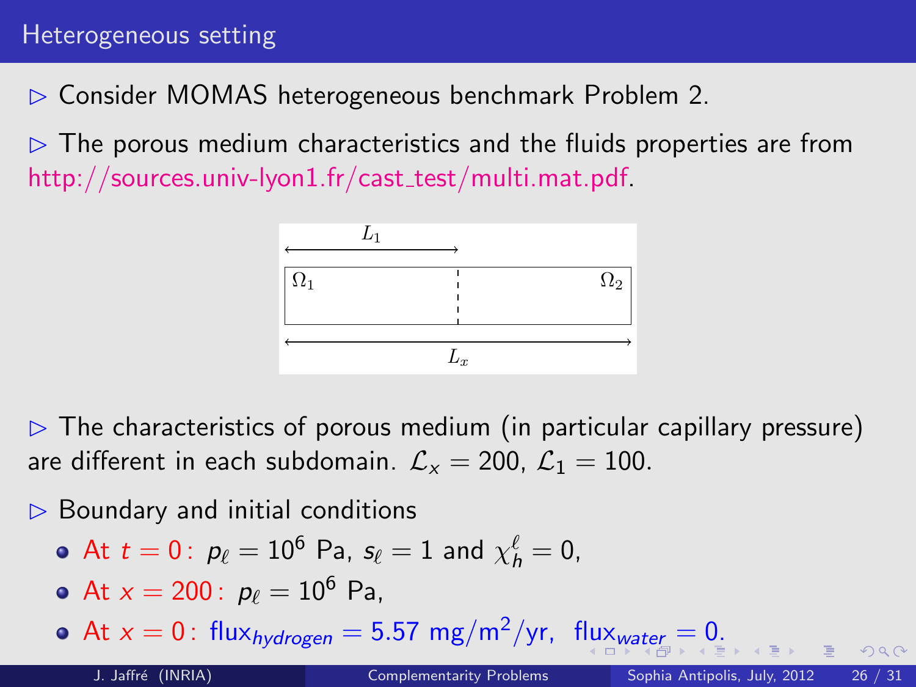## Heterogeneous setting

▷ Consider MOMAS heterogeneous benchmark Problem 2.

▷ The porous medium characteristics and the fluids properties are from http://sources.univ-lyon1.fr/cast_test/multi.mat.pdf.

$L_1$

$\Omega_1$ $\Omega_2$

$L_x$

▷ The characteristics of porous medium (in particular capillary pressure) are different in each subdomain. $\mathcal{L}_x = 200$, $\mathcal{L}_1 = 100$.

▷ Boundary and initial conditions

- At $t = 0$: $p_\ell = 10^6$ Pa, $s_\ell = 1$ and $\chi_h^\ell = 0$,
- At $x = 200$: $p_\ell = 10^6$ Pa,
- At $x = 0$: $\text{flux}_{hydrogen} = 5.57$ mg/m$^2$/yr, $\text{flux}_{water} = 0$.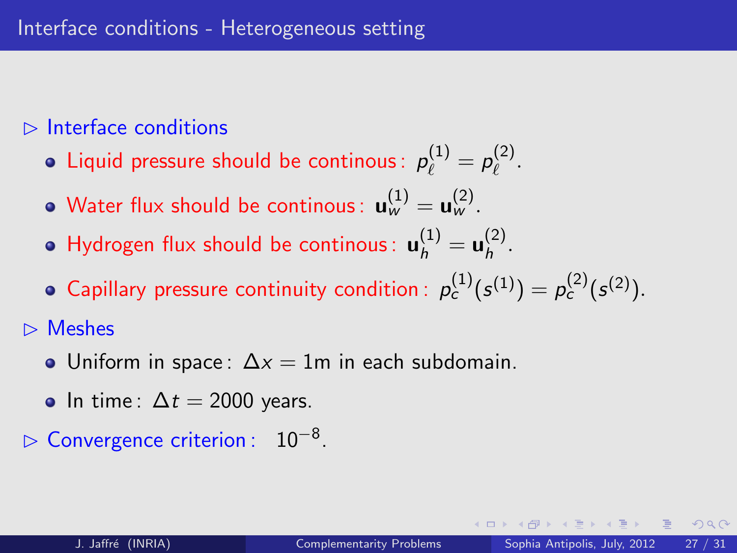# Interface conditions - Heterogeneous setting

▷ Interface conditions

- Liquid pressure should be continous : $p_\ell^{(1)} = p_\ell^{(2)}$.
- Water flux should be continous : $\mathbf{u}_w^{(1)} = \mathbf{u}_w^{(2)}$.
- Hydrogen flux should be continous : $\mathbf{u}_h^{(1)} = \mathbf{u}_h^{(2)}$.
- Capillary pressure continuity condition : $p_c^{(1)}(s^{(1)}) = p_c^{(2)}(s^{(2)})$.

▷ Meshes

- Uniform in space : $\Delta x = 1$m in each subdomain.
- In time : $\Delta t = 2000$ years.

▷ Convergence criterion : $10^{-8}$.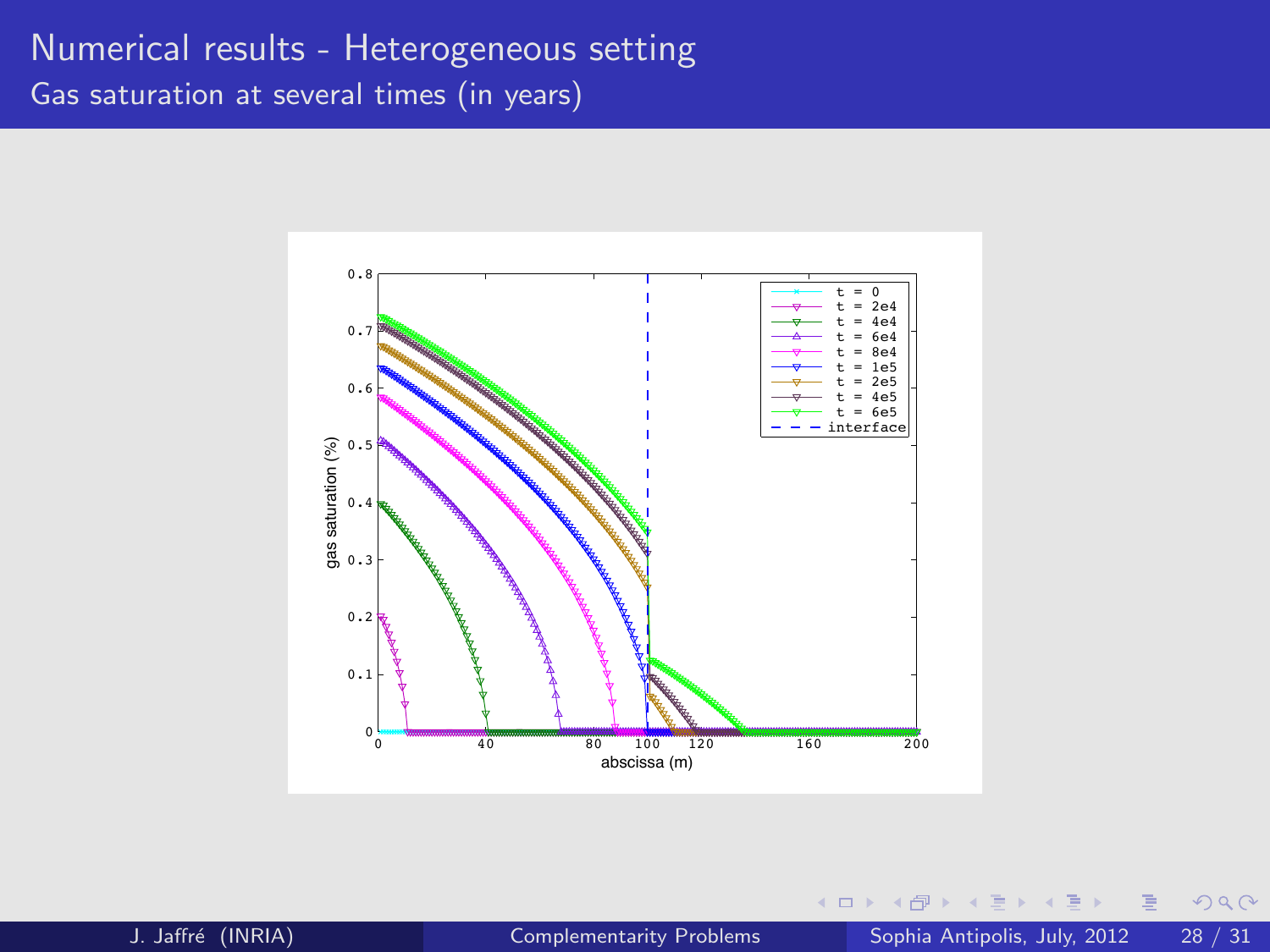# Numerical results - Heterogeneous setting

## Gas saturation at several times (in years)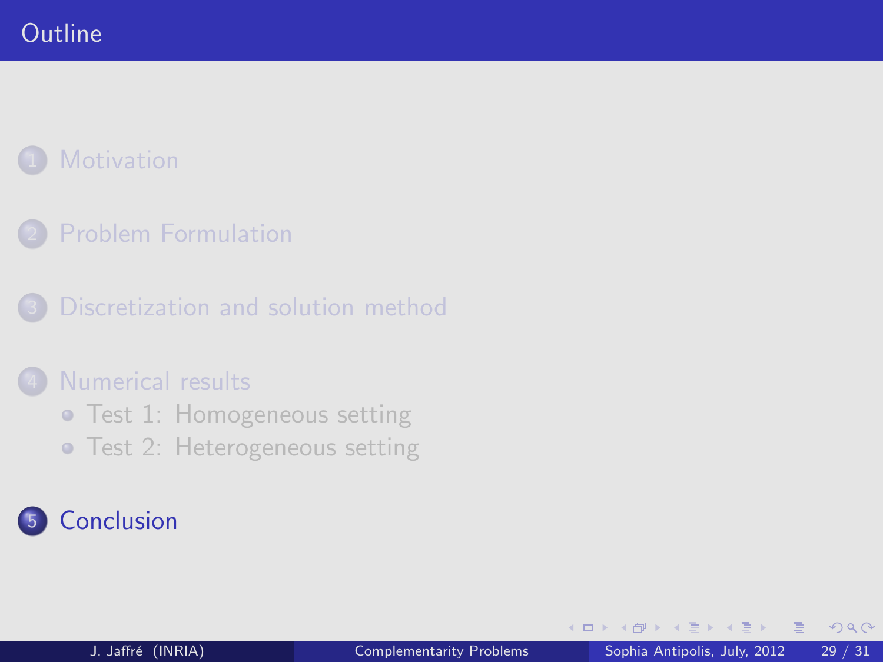# Outline

1. Motivation
2. Problem Formulation
3. Discretization and solution method
4. Numerical results
   - Test 1: Homogeneous setting
   - Test 2: Heterogeneous setting
5. Conclusion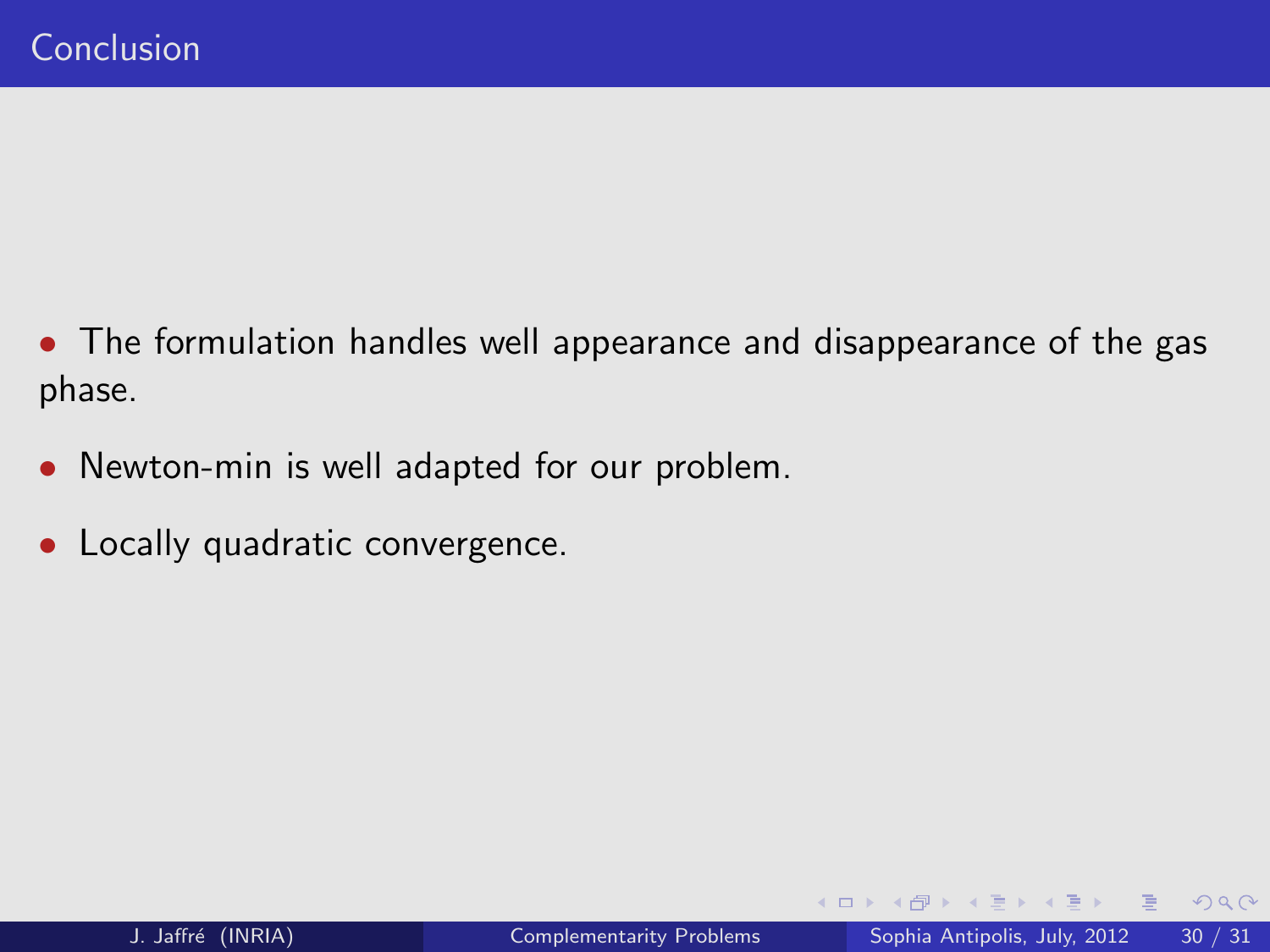# Conclusion

- The formulation handles well appearance and disappearance of the gas phase.
- Newton-min is well adapted for our problem.
- Locally quadratic convergence.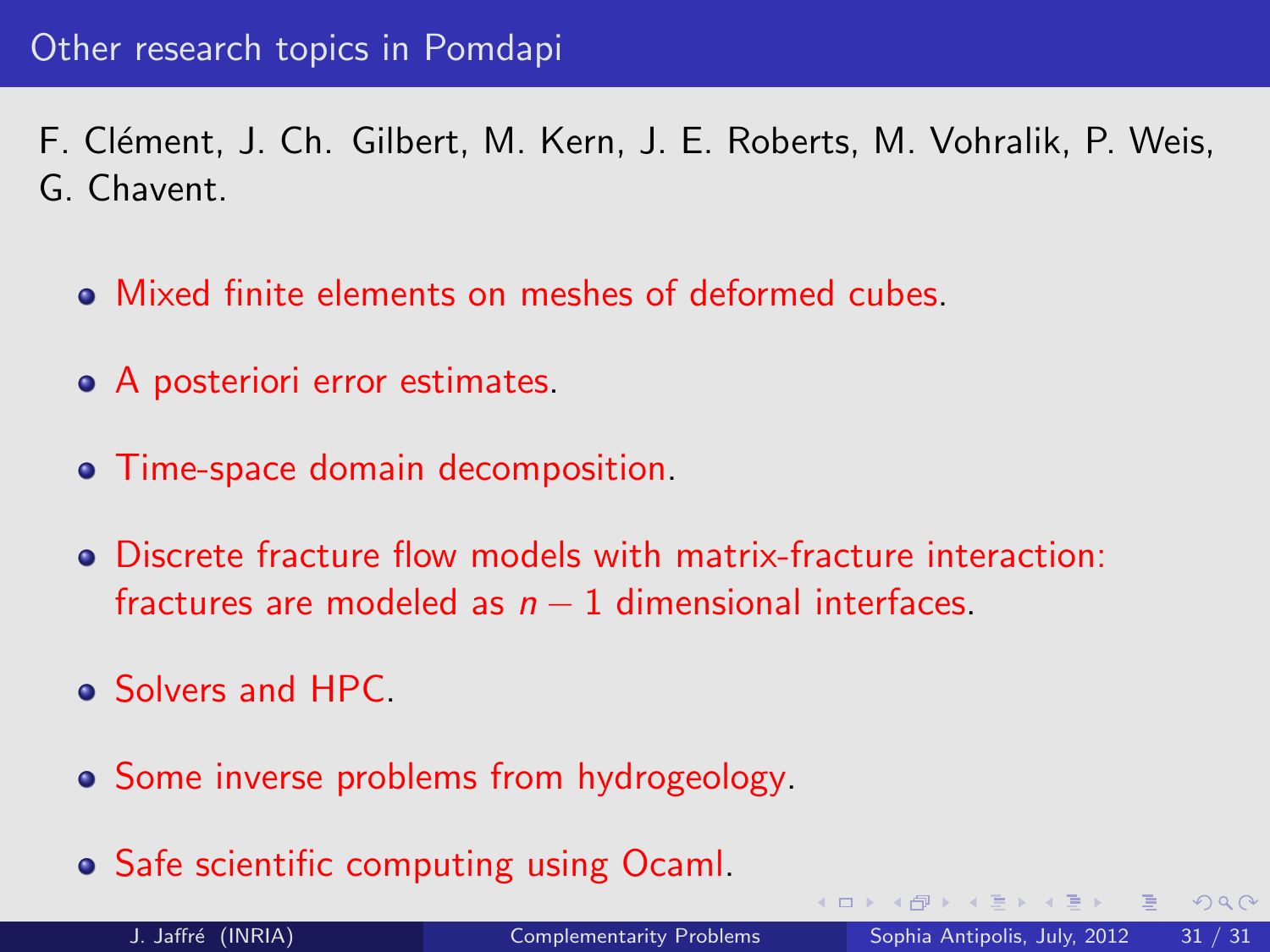## Other research topics in Pomdapi

F. Clément, J. Ch. Gilbert, M. Kern, J. E. Roberts, M. Vohralik, P. Weis, G. Chavent.

- Mixed finite elements on meshes of deformed cubes.
- A posteriori error estimates.
- Time-space domain decomposition.
- Discrete fracture flow models with matrix-fracture interaction: fractures are modeled as $n-1$ dimensional interfaces.
- Solvers and HPC.
- Some inverse problems from hydrogeology.
- Safe scientific computing using Ocaml.